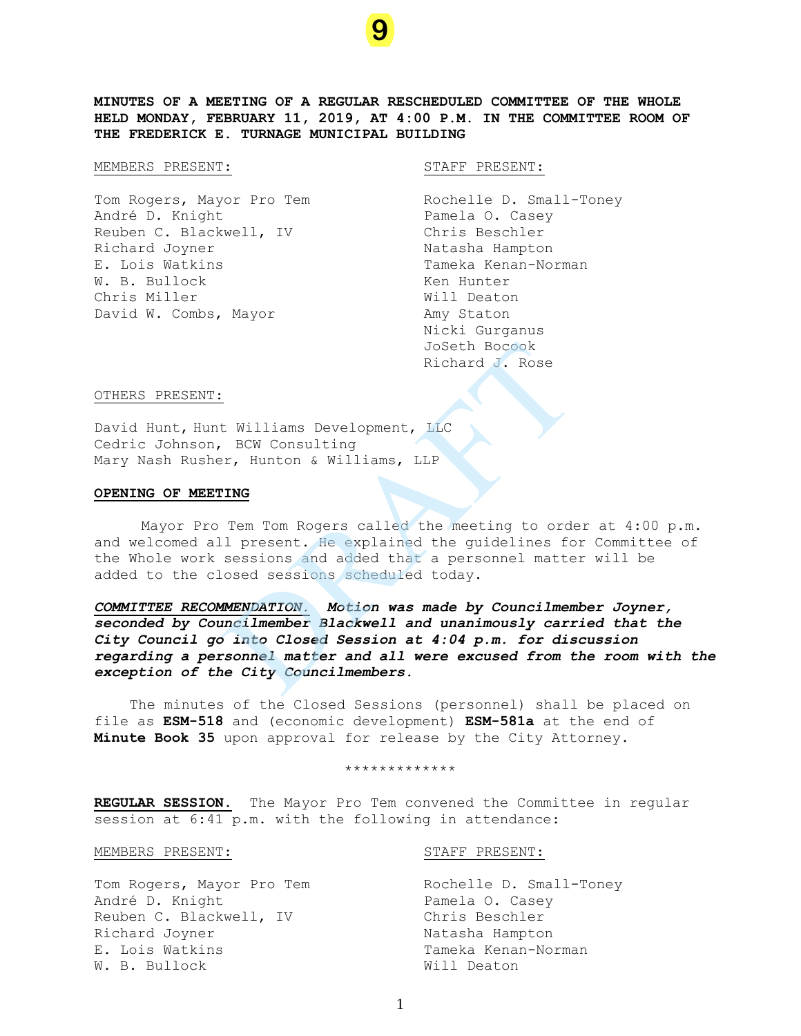**MINUTES OF A MEETING OF A REGULAR RESCHEDULED COMMITTEE OF THE WHOLE HELD MONDAY, FEBRUARY 11, 2019, AT 4:00 P.M. IN THE COMMITTEE ROOM OF THE FREDERICK E. TURNAGE MUNICIPAL BUILDING**

MEMBERS PRESENT:

Tom Rogers, Mayor Pro Tem
André D. Knight
Reuben C. Blackwell, IV
Richard Joyner
E. Lois Watkins
W. B. Bullock
Chris Miller
David W. Combs, Mayor

STAFF PRESENT:

Rochelle D. Small-Toney
Pamela O. Casey
Chris Beschler
Natasha Hampton
Tameka Kenan-Norman
Ken Hunter
Will Deaton
Amy Staton
Nicki Gurganus
JoSeth Bocook
Richard J. Rose

OTHERS PRESENT:

David Hunt, Hunt Williams Development, LLC
Cedric Johnson, BCW Consulting
Mary Nash Rusher, Hunton & Williams, LLP

**OPENING OF MEETING**

Mayor Pro Tem Tom Rogers called the meeting to order at 4:00 p.m. and welcomed all present. He explained the guidelines for Committee of the Whole work sessions and added that a personnel matter will be added to the closed sessions scheduled today.

***COMMITTEE RECOMMENDATION. Motion was made by Councilmember Joyner, seconded by Councilmember Blackwell and unanimously carried that the City Council go into Closed Session at 4:04 p.m. for discussion regarding a personnel matter and all were excused from the room with the exception of the City Councilmembers.***

The minutes of the Closed Sessions (personnel) shall be placed on file as **ESM-518** and (economic development) **ESM-581a** at the end of **Minute Book 35** upon approval for release by the City Attorney.

\*\*\*\*\*\*\*\*\*\*\*\*\*

**REGULAR SESSION.** The Mayor Pro Tem convened the Committee in regular session at 6:41 p.m. with the following in attendance:

MEMBERS PRESENT:

Tom Rogers, Mayor Pro Tem
André D. Knight
Reuben C. Blackwell, IV
Richard Joyner
E. Lois Watkins
W. B. Bullock

STAFF PRESENT:

Rochelle D. Small-Toney
Pamela O. Casey
Chris Beschler
Natasha Hampton
Tameka Kenan-Norman
Will Deaton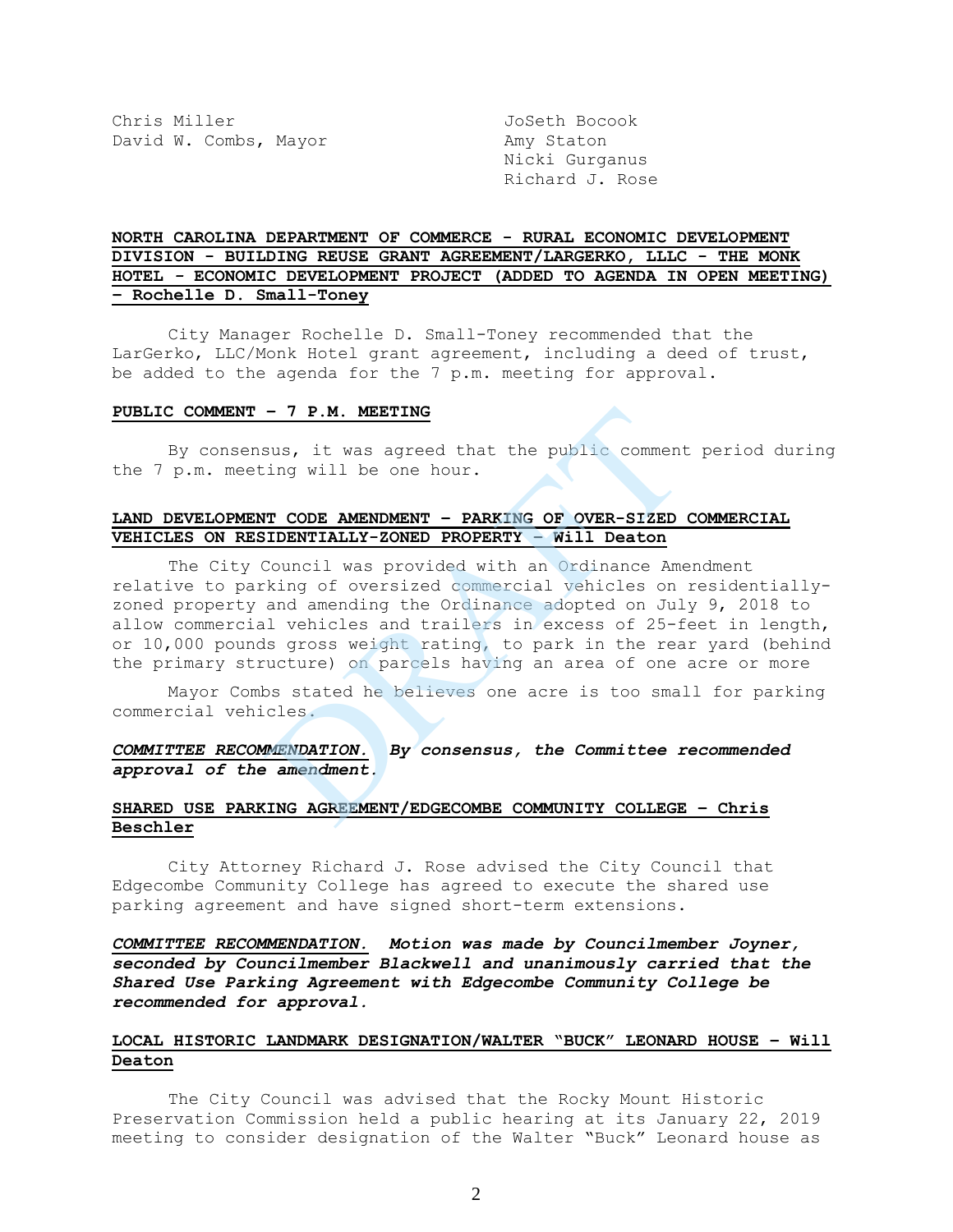Chris Miller
David W. Combs, Mayor

JoSeth Bocook
Amy Staton
Nicki Gurganus
Richard J. Rose

**NORTH CAROLINA DEPARTMENT OF COMMERCE - RURAL ECONOMIC DEVELOPMENT DIVISION - BUILDING REUSE GRANT AGREEMENT/LARGERKO, LLLC - THE MONK HOTEL - ECONOMIC DEVELOPMENT PROJECT (ADDED TO AGENDA IN OPEN MEETING) – Rochelle D. Small-Toney**

City Manager Rochelle D. Small-Toney recommended that the LarGerko, LLC/Monk Hotel grant agreement, including a deed of trust, be added to the agenda for the 7 p.m. meeting for approval.

**PUBLIC COMMENT – 7 P.M. MEETING**

By consensus, it was agreed that the public comment period during the 7 p.m. meeting will be one hour.

**LAND DEVELOPMENT CODE AMENDMENT – PARKING OF OVER-SIZED COMMERCIAL VEHICLES ON RESIDENTIALLY-ZONED PROPERTY – Will Deaton**

The City Council was provided with an Ordinance Amendment relative to parking of oversized commercial vehicles on residentially-zoned property and amending the Ordinance adopted on July 9, 2018 to allow commercial vehicles and trailers in excess of 25-feet in length, or 10,000 pounds gross weight rating, to park in the rear yard (behind the primary structure) on parcels having an area of one acre or more

Mayor Combs stated he believes one acre is too small for parking commercial vehicles.

***COMMITTEE RECOMMENDATION. By consensus, the Committee recommended approval of the amendment.***

**SHARED USE PARKING AGREEMENT/EDGECOMBE COMMUNITY COLLEGE – Chris Beschler**

City Attorney Richard J. Rose advised the City Council that Edgecombe Community College has agreed to execute the shared use parking agreement and have signed short-term extensions.

***COMMITTEE RECOMMENDATION. Motion was made by Councilmember Joyner, seconded by Councilmember Blackwell and unanimously carried that the Shared Use Parking Agreement with Edgecombe Community College be recommended for approval.***

**LOCAL HISTORIC LANDMARK DESIGNATION/WALTER "BUCK" LEONARD HOUSE – Will Deaton**

The City Council was advised that the Rocky Mount Historic Preservation Commission held a public hearing at its January 22, 2019 meeting to consider designation of the Walter "Buck" Leonard house as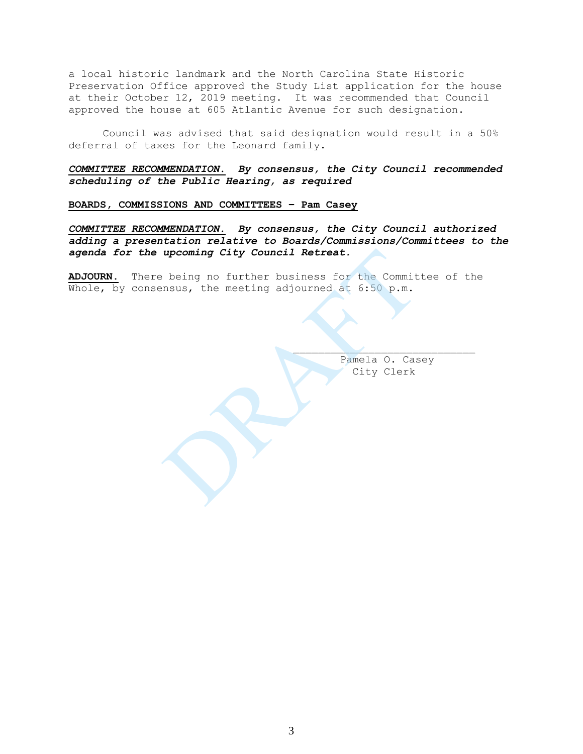a local historic landmark and the North Carolina State Historic Preservation Office approved the Study List application for the house at their October 12, 2019 meeting. It was recommended that Council approved the house at 605 Atlantic Avenue for such designation.

Council was advised that said designation would result in a 50% deferral of taxes for the Leonard family.

***COMMITTEE RECOMMENDATION.* By consensus, the City Council recommended scheduling of the Public Hearing, as required**

**BOARDS, COMMISSIONS AND COMMITTEES – Pam Casey**

***COMMITTEE RECOMMENDATION.* By consensus, the City Council authorized adding a presentation relative to Boards/Commissions/Committees to the agenda for the upcoming City Council Retreat.**

**ADJOURN.** There being no further business for the Committee of the Whole, by consensus, the meeting adjourned at 6:50 p.m.

DRAFT

______________________________
Pamela O. Casey
City Clerk